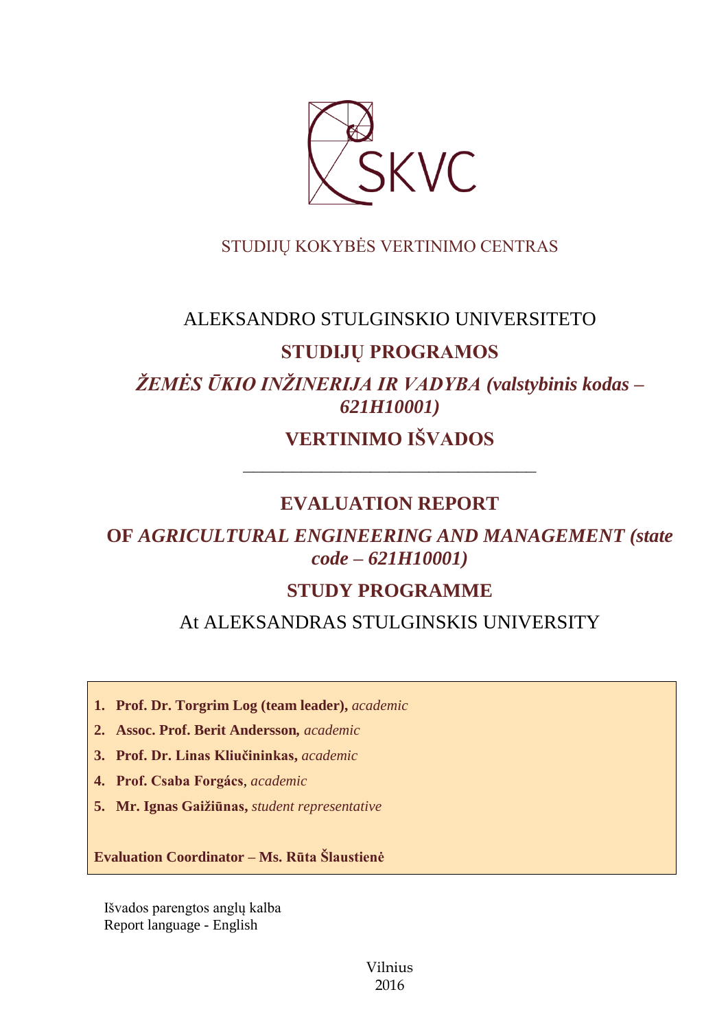SKVC

STUDIJŲ KOKYBĖS VERTINIMO CENTRAS

ALEKSANDRO STULGINSKIO UNIVERSITETO

**STUDIJŲ PROGRAMOS**

***ŽEMĖS ŪKIO INŽINERIJA IR VADYBA (valstybinis kodas – 621H10001)***

**VERTINIMO IŠVADOS**

---

# EVALUATION REPORT

## OF *AGRICULTURAL ENGINEERING AND MANAGEMENT (state code – 621H10001)*

## STUDY PROGRAMME

At ALEKSANDRAS STULGINSKIS UNIVERSITY

1. **Prof. Dr. Torgrim Log (team leader),** *academic*
2. **Assoc. Prof. Berit Andersson***,* *academic*
3. **Prof. Dr. Linas Kliučininkas,** *academic*
4. **Prof. Csaba Forgács**, *academic*
5. **Mr. Ignas Gaižiūnas,** *student representative*

**Evaluation Coordinator – Ms. Rūta Šlaustienė**

Išvados parengtos anglų kalba
Report language - English

Vilnius
2016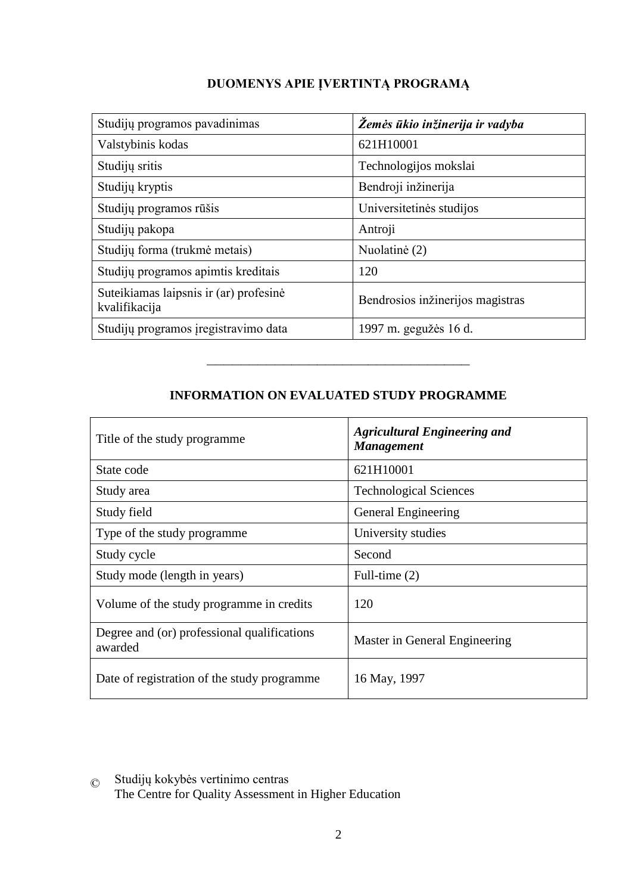## DUOMENYS APIE ĮVERTINTĄ PROGRAMĄ

| Studijų programos pavadinimas | ***Žemės ūkio inžinerija ir vadyba*** |
|---|---|
| Valstybinis kodas | 621H10001 |
| Studijų sritis | Technologijos mokslai |
| Studijų kryptis | Bendroji inžinerija |
| Studijų programos rūšis | Universitetinės studijos |
| Studijų pakopa | Antroji |
| Studijų forma (trukmė metais) | Nuolatinė (2) |
| Studijų programos apimtis kreditais | 120 |
| Suteikiamas laipsnis ir (ar) profesinė kvalifikacija | Bendrosios inžinerijos magistras |
| Studijų programos įregistravimo data | 1997 m. gegužės 16 d. |

---

## INFORMATION ON EVALUATED STUDY PROGRAMME

| Title of the study programme | ***Agricultural Engineering and Management*** |
|---|---|
| State code | 621H10001 |
| Study area | Technological Sciences |
| Study field | General Engineering |
| Type of the study programme | University studies |
| Study cycle | Second |
| Study mode (length in years) | Full-time (2) |
| Volume of the study programme in credits | 120 |
| Degree and (or) professional qualifications awarded | Master in General Engineering |
| Date of registration of the study programme | 16 May, 1997 |

© Studijų kokybės vertinimo centras
The Centre for Quality Assessment in Higher Education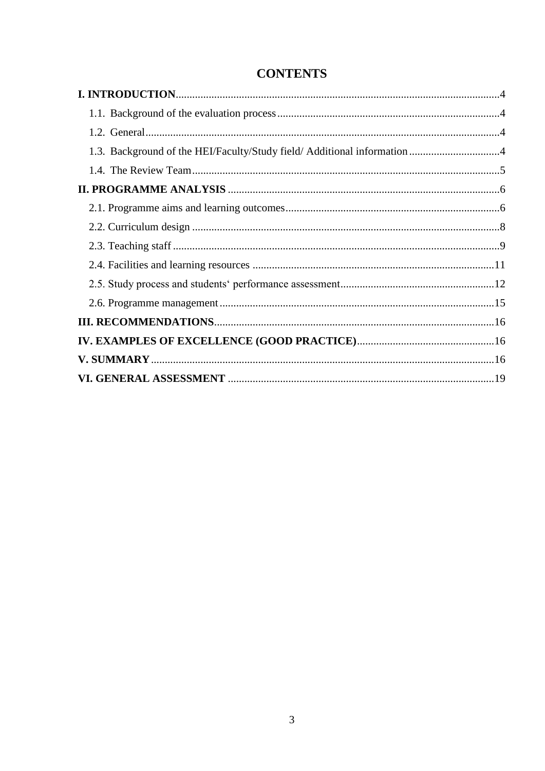# CONTENTS

**I. INTRODUCTION** ..... 4

- 1.1. Background of the evaluation process ..... 4
- 1.2. General ..... 4
- 1.3. Background of the HEI/Faculty/Study field/ Additional information ..... 4
- 1.4. The Review Team ..... 5

**II. PROGRAMME ANALYSIS** ..... 6

- 2.1. Programme aims and learning outcomes ..... 6
- 2.2. Curriculum design ..... 8
- 2.3. Teaching staff ..... 9
- 2.4. Facilities and learning resources ..... 11
- 2.5. Study process and students‘ performance assessment ..... 12
- 2.6. Programme management ..... 15

**III. RECOMMENDATIONS** ..... 16

**IV. EXAMPLES OF EXCELLENCE (GOOD PRACTICE)** ..... 16

**V. SUMMARY** ..... 16

**VI. GENERAL ASSESSMENT** ..... 19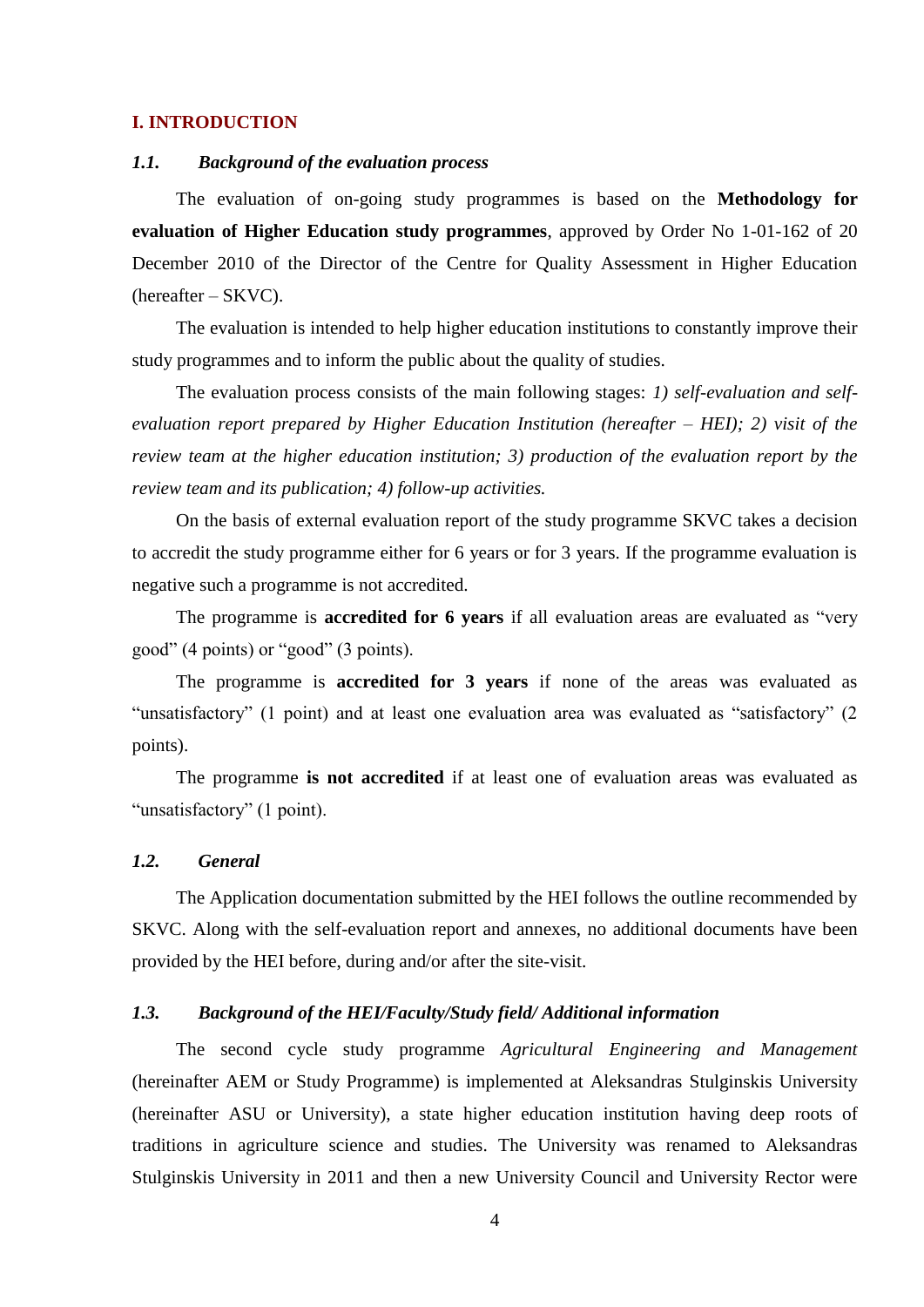## I. INTRODUCTION

### *1.1. Background of the evaluation process*

The evaluation of on-going study programmes is based on the **Methodology for evaluation of Higher Education study programmes**, approved by Order No 1-01-162 of 20 December 2010 of the Director of the Centre for Quality Assessment in Higher Education (hereafter – SKVC).

The evaluation is intended to help higher education institutions to constantly improve their study programmes and to inform the public about the quality of studies.

The evaluation process consists of the main following stages: *1) self-evaluation and self-evaluation report prepared by Higher Education Institution (hereafter – HEI); 2) visit of the review team at the higher education institution; 3) production of the evaluation report by the review team and its publication; 4) follow-up activities.*

On the basis of external evaluation report of the study programme SKVC takes a decision to accredit the study programme either for 6 years or for 3 years. If the programme evaluation is negative such a programme is not accredited.

The programme is **accredited for 6 years** if all evaluation areas are evaluated as "very good" (4 points) or "good" (3 points).

The programme is **accredited for 3 years** if none of the areas was evaluated as "unsatisfactory" (1 point) and at least one evaluation area was evaluated as "satisfactory" (2 points).

The programme **is not accredited** if at least one of evaluation areas was evaluated as "unsatisfactory" (1 point).

### *1.2. General*

The Application documentation submitted by the HEI follows the outline recommended by SKVC. Along with the self-evaluation report and annexes, no additional documents have been provided by the HEI before, during and/or after the site-visit.

### *1.3. Background of the HEI/Faculty/Study field/ Additional information*

The second cycle study programme *Agricultural Engineering and Management* (hereinafter AEM or Study Programme) is implemented at Aleksandras Stulginskis University (hereinafter ASU or University), a state higher education institution having deep roots of traditions in agriculture science and studies. The University was renamed to Aleksandras Stulginskis University in 2011 and then a new University Council and University Rector were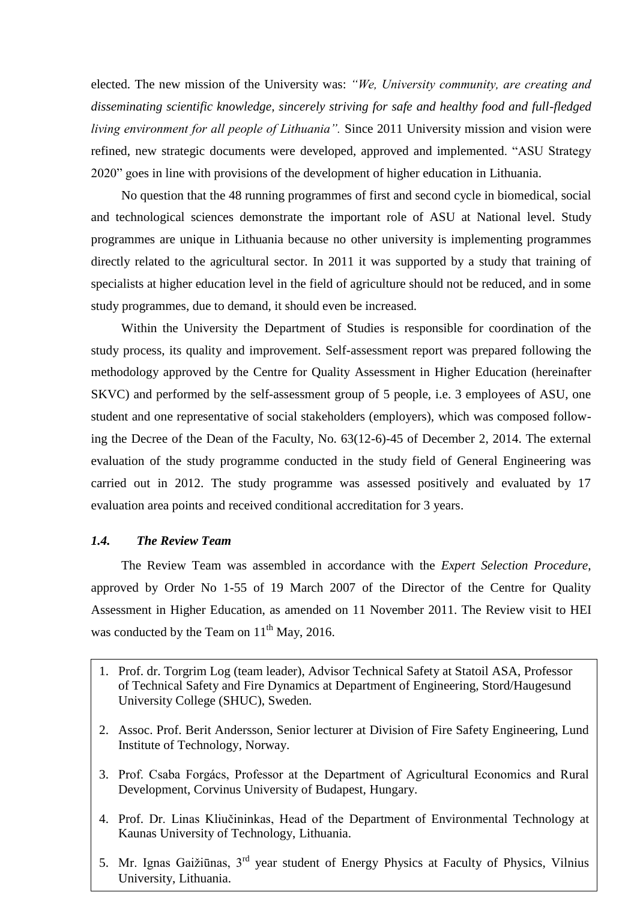elected. The new mission of the University was: *"We, University community, are creating and disseminating scientific knowledge, sincerely striving for safe and healthy food and full-fledged living environment for all people of Lithuania".* Since 2011 University mission and vision were refined, new strategic documents were developed, approved and implemented. "ASU Strategy 2020" goes in line with provisions of the development of higher education in Lithuania.

No question that the 48 running programmes of first and second cycle in biomedical, social and technological sciences demonstrate the important role of ASU at National level. Study programmes are unique in Lithuania because no other university is implementing programmes directly related to the agricultural sector. In 2011 it was supported by a study that training of specialists at higher education level in the field of agriculture should not be reduced, and in some study programmes, due to demand, it should even be increased.

Within the University the Department of Studies is responsible for coordination of the study process, its quality and improvement. Self-assessment report was prepared following the methodology approved by the Centre for Quality Assessment in Higher Education (hereinafter SKVC) and performed by the self-assessment group of 5 people, i.e. 3 employees of ASU, one student and one representative of social stakeholders (employers), which was composed following the Decree of the Dean of the Faculty, No. 63(12-6)-45 of December 2, 2014. The external evaluation of the study programme conducted in the study field of General Engineering was carried out in 2012. The study programme was assessed positively and evaluated by 17 evaluation area points and received conditional accreditation for 3 years.

### *1.4. The Review Team*

The Review Team was assembled in accordance with the *Expert Selection Procedure*, approved by Order No 1-55 of 19 March 2007 of the Director of the Centre for Quality Assessment in Higher Education, as amended on 11 November 2011. The Review visit to HEI was conducted by the Team on 11th May, 2016.

1. Prof. dr. Torgrim Log (team leader), Advisor Technical Safety at Statoil ASA, Professor of Technical Safety and Fire Dynamics at Department of Engineering, Stord/Haugesund University College (SHUC), Sweden.
2. Assoc. Prof. Berit Andersson, Senior lecturer at Division of Fire Safety Engineering, Lund Institute of Technology, Norway.
3. Prof. Csaba Forgács, Professor at the Department of Agricultural Economics and Rural Development, Corvinus University of Budapest, Hungary.
4. Prof. Dr. Linas Kliučininkas, Head of the Department of Environmental Technology at Kaunas University of Technology, Lithuania.
5. Mr. Ignas Gaižiūnas, 3rd year student of Energy Physics at Faculty of Physics, Vilnius University, Lithuania.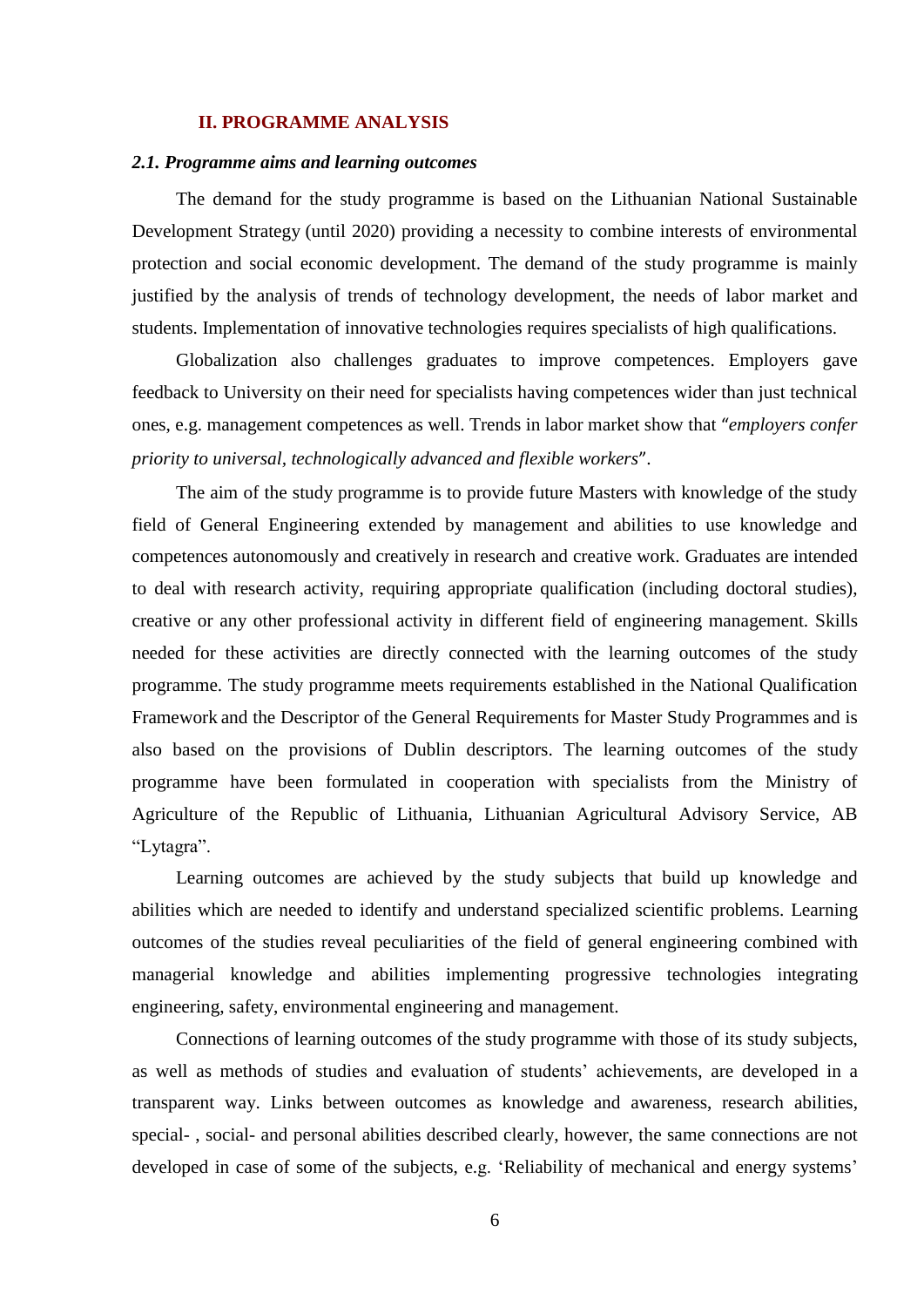## II. PROGRAMME ANALYSIS

### *2.1. Programme aims and learning outcomes*

The demand for the study programme is based on the Lithuanian National Sustainable Development Strategy (until 2020) providing a necessity to combine interests of environmental protection and social economic development. The demand of the study programme is mainly justified by the analysis of trends of technology development, the needs of labor market and students. Implementation of innovative technologies requires specialists of high qualifications.

Globalization also challenges graduates to improve competences. Employers gave feedback to University on their need for specialists having competences wider than just technical ones, e.g. management competences as well. Trends in labor market show that "*employers confer priority to universal, technologically advanced and flexible workers*".

The aim of the study programme is to provide future Masters with knowledge of the study field of General Engineering extended by management and abilities to use knowledge and competences autonomously and creatively in research and creative work. Graduates are intended to deal with research activity, requiring appropriate qualification (including doctoral studies), creative or any other professional activity in different field of engineering management. Skills needed for these activities are directly connected with the learning outcomes of the study programme. The study programme meets requirements established in the National Qualification Framework and the Descriptor of the General Requirements for Master Study Programmes and is also based on the provisions of Dublin descriptors. The learning outcomes of the study programme have been formulated in cooperation with specialists from the Ministry of Agriculture of the Republic of Lithuania, Lithuanian Agricultural Advisory Service, AB "Lytagra".

Learning outcomes are achieved by the study subjects that build up knowledge and abilities which are needed to identify and understand specialized scientific problems. Learning outcomes of the studies reveal peculiarities of the field of general engineering combined with managerial knowledge and abilities implementing progressive technologies integrating engineering, safety, environmental engineering and management.

Connections of learning outcomes of the study programme with those of its study subjects, as well as methods of studies and evaluation of students' achievements, are developed in a transparent way. Links between outcomes as knowledge and awareness, research abilities, special- , social- and personal abilities described clearly, however, the same connections are not developed in case of some of the subjects, e.g. 'Reliability of mechanical and energy systems'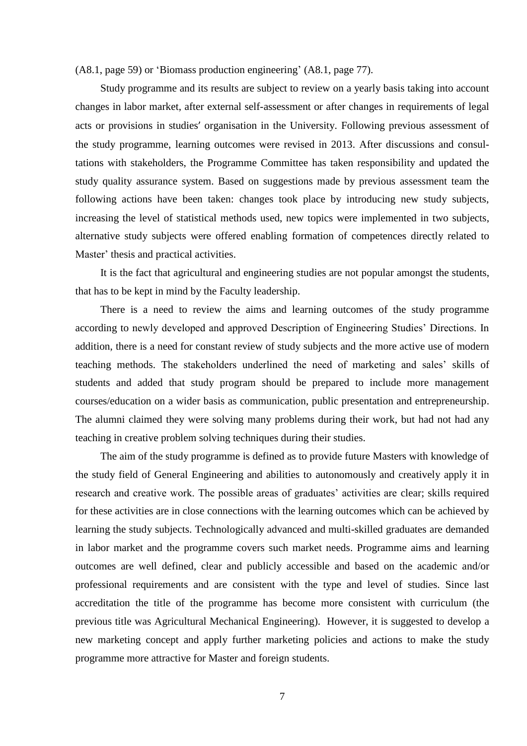(A8.1, page 59) or 'Biomass production engineering' (A8.1, page 77).

Study programme and its results are subject to review on a yearly basis taking into account changes in labor market, after external self-assessment or after changes in requirements of legal acts or provisions in studies′ organisation in the University. Following previous assessment of the study programme, learning outcomes were revised in 2013. After discussions and consultations with stakeholders, the Programme Committee has taken responsibility and updated the study quality assurance system. Based on suggestions made by previous assessment team the following actions have been taken: changes took place by introducing new study subjects, increasing the level of statistical methods used, new topics were implemented in two subjects, alternative study subjects were offered enabling formation of competences directly related to Master' thesis and practical activities.

It is the fact that agricultural and engineering studies are not popular amongst the students, that has to be kept in mind by the Faculty leadership.

There is a need to review the aims and learning outcomes of the study programme according to newly developed and approved Description of Engineering Studies' Directions. In addition, there is a need for constant review of study subjects and the more active use of modern teaching methods. The stakeholders underlined the need of marketing and sales' skills of students and added that study program should be prepared to include more management courses/education on a wider basis as communication, public presentation and entrepreneurship. The alumni claimed they were solving many problems during their work, but had not had any teaching in creative problem solving techniques during their studies.

The aim of the study programme is defined as to provide future Masters with knowledge of the study field of General Engineering and abilities to autonomously and creatively apply it in research and creative work. The possible areas of graduates' activities are clear; skills required for these activities are in close connections with the learning outcomes which can be achieved by learning the study subjects. Technologically advanced and multi-skilled graduates are demanded in labor market and the programme covers such market needs. Programme aims and learning outcomes are well defined, clear and publicly accessible and based on the academic and/or professional requirements and are consistent with the type and level of studies. Since last accreditation the title of the programme has become more consistent with curriculum (the previous title was Agricultural Mechanical Engineering). However, it is suggested to develop a new marketing concept and apply further marketing policies and actions to make the study programme more attractive for Master and foreign students.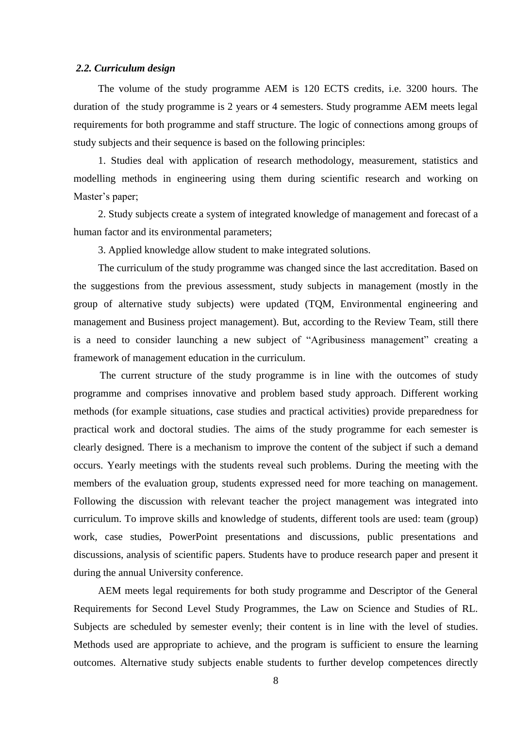### *2.2. Curriculum design*

The volume of the study programme AEM is 120 ECTS credits, i.e. 3200 hours. The duration of the study programme is 2 years or 4 semesters. Study programme AEM meets legal requirements for both programme and staff structure. The logic of connections among groups of study subjects and their sequence is based on the following principles:

1. Studies deal with application of research methodology, measurement, statistics and modelling methods in engineering using them during scientific research and working on Master's paper;

2. Study subjects create a system of integrated knowledge of management and forecast of a human factor and its environmental parameters;

3. Applied knowledge allow student to make integrated solutions.

The curriculum of the study programme was changed since the last accreditation. Based on the suggestions from the previous assessment, study subjects in management (mostly in the group of alternative study subjects) were updated (TQM, Environmental engineering and management and Business project management). But, according to the Review Team, still there is a need to consider launching a new subject of "Agribusiness management" creating a framework of management education in the curriculum.

The current structure of the study programme is in line with the outcomes of study programme and comprises innovative and problem based study approach. Different working methods (for example situations, case studies and practical activities) provide preparedness for practical work and doctoral studies. The aims of the study programme for each semester is clearly designed. There is a mechanism to improve the content of the subject if such a demand occurs. Yearly meetings with the students reveal such problems. During the meeting with the members of the evaluation group, students expressed need for more teaching on management. Following the discussion with relevant teacher the project management was integrated into curriculum. To improve skills and knowledge of students, different tools are used: team (group) work, case studies, PowerPoint presentations and discussions, public presentations and discussions, analysis of scientific papers. Students have to produce research paper and present it during the annual University conference.

AEM meets legal requirements for both study programme and Descriptor of the General Requirements for Second Level Study Programmes, the Law on Science and Studies of RL. Subjects are scheduled by semester evenly; their content is in line with the level of studies. Methods used are appropriate to achieve, and the program is sufficient to ensure the learning outcomes. Alternative study subjects enable students to further develop competences directly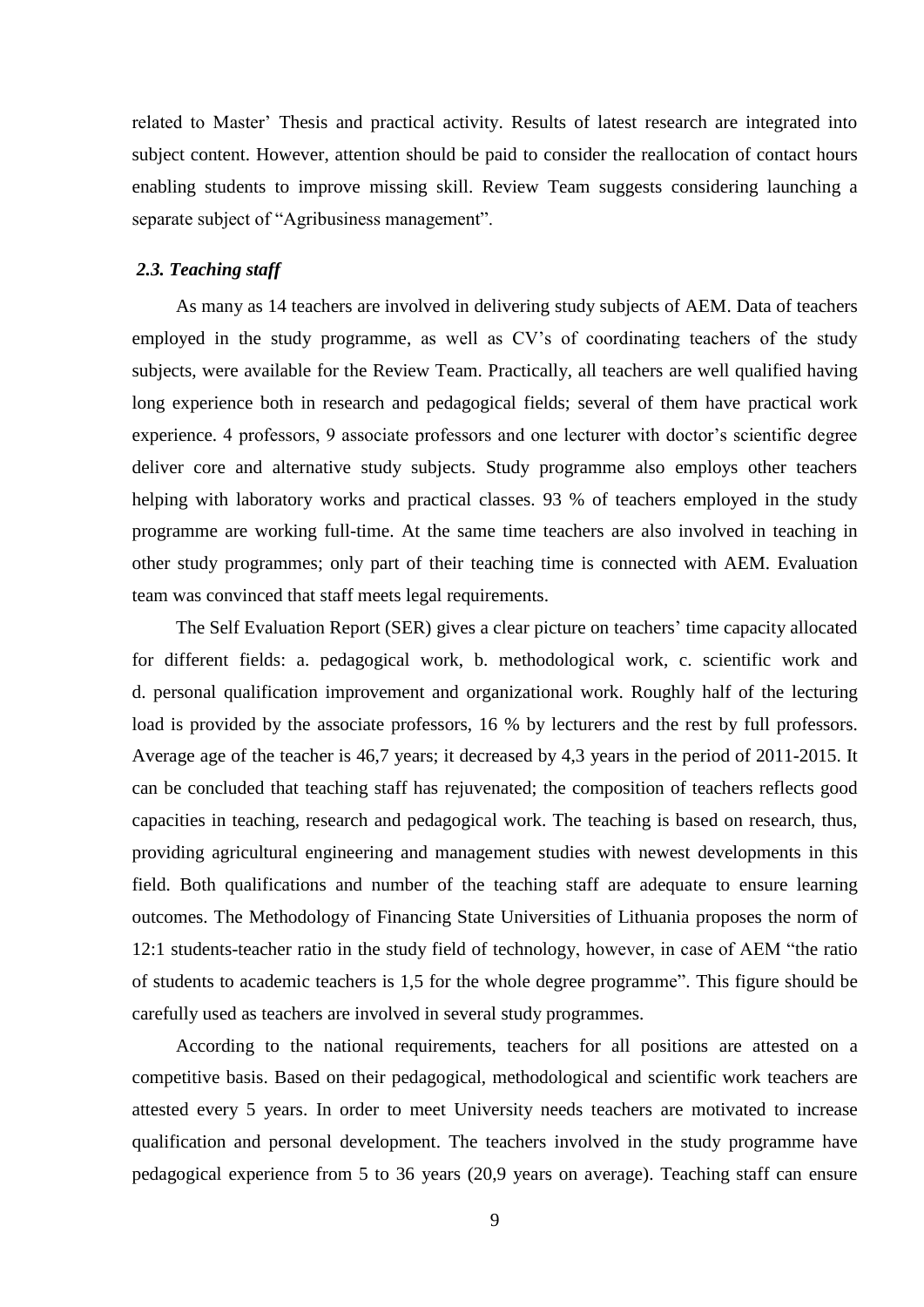related to Master' Thesis and practical activity. Results of latest research are integrated into subject content. However, attention should be paid to consider the reallocation of contact hours enabling students to improve missing skill. Review Team suggests considering launching a separate subject of "Agribusiness management".

### *2.3. Teaching staff*

As many as 14 teachers are involved in delivering study subjects of AEM. Data of teachers employed in the study programme, as well as CV's of coordinating teachers of the study subjects, were available for the Review Team. Practically, all teachers are well qualified having long experience both in research and pedagogical fields; several of them have practical work experience. 4 professors, 9 associate professors and one lecturer with doctor's scientific degree deliver core and alternative study subjects. Study programme also employs other teachers helping with laboratory works and practical classes. 93 % of teachers employed in the study programme are working full-time. At the same time teachers are also involved in teaching in other study programmes; only part of their teaching time is connected with AEM. Evaluation team was convinced that staff meets legal requirements.

The Self Evaluation Report (SER) gives a clear picture on teachers' time capacity allocated for different fields: a. pedagogical work, b. methodological work, c. scientific work and d. personal qualification improvement and organizational work. Roughly half of the lecturing load is provided by the associate professors, 16 % by lecturers and the rest by full professors. Average age of the teacher is 46,7 years; it decreased by 4,3 years in the period of 2011-2015. It can be concluded that teaching staff has rejuvenated; the composition of teachers reflects good capacities in teaching, research and pedagogical work. The teaching is based on research, thus, providing agricultural engineering and management studies with newest developments in this field. Both qualifications and number of the teaching staff are adequate to ensure learning outcomes. The Methodology of Financing State Universities of Lithuania proposes the norm of 12:1 students-teacher ratio in the study field of technology, however, in case of AEM "the ratio of students to academic teachers is 1,5 for the whole degree programme". This figure should be carefully used as teachers are involved in several study programmes.

According to the national requirements, teachers for all positions are attested on a competitive basis. Based on their pedagogical, methodological and scientific work teachers are attested every 5 years. In order to meet University needs teachers are motivated to increase qualification and personal development. The teachers involved in the study programme have pedagogical experience from 5 to 36 years (20,9 years on average). Teaching staff can ensure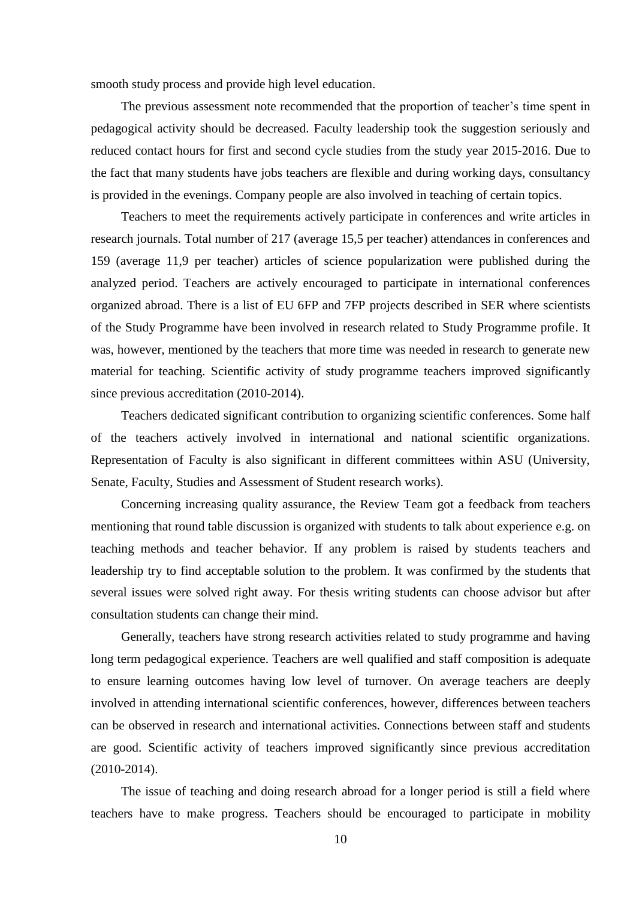smooth study process and provide high level education.

The previous assessment note recommended that the proportion of teacher's time spent in pedagogical activity should be decreased. Faculty leadership took the suggestion seriously and reduced contact hours for first and second cycle studies from the study year 2015-2016. Due to the fact that many students have jobs teachers are flexible and during working days, consultancy is provided in the evenings. Company people are also involved in teaching of certain topics.

Teachers to meet the requirements actively participate in conferences and write articles in research journals. Total number of 217 (average 15,5 per teacher) attendances in conferences and 159 (average 11,9 per teacher) articles of science popularization were published during the analyzed period. Teachers are actively encouraged to participate in international conferences organized abroad. There is a list of EU 6FP and 7FP projects described in SER where scientists of the Study Programme have been involved in research related to Study Programme profile. It was, however, mentioned by the teachers that more time was needed in research to generate new material for teaching. Scientific activity of study programme teachers improved significantly since previous accreditation (2010-2014).

Teachers dedicated significant contribution to organizing scientific conferences. Some half of the teachers actively involved in international and national scientific organizations. Representation of Faculty is also significant in different committees within ASU (University, Senate, Faculty, Studies and Assessment of Student research works).

Concerning increasing quality assurance, the Review Team got a feedback from teachers mentioning that round table discussion is organized with students to talk about experience e.g. on teaching methods and teacher behavior. If any problem is raised by students teachers and leadership try to find acceptable solution to the problem. It was confirmed by the students that several issues were solved right away. For thesis writing students can choose advisor but after consultation students can change their mind.

Generally, teachers have strong research activities related to study programme and having long term pedagogical experience. Teachers are well qualified and staff composition is adequate to ensure learning outcomes having low level of turnover. On average teachers are deeply involved in attending international scientific conferences, however, differences between teachers can be observed in research and international activities. Connections between staff and students are good. Scientific activity of teachers improved significantly since previous accreditation (2010-2014).

The issue of teaching and doing research abroad for a longer period is still a field where teachers have to make progress. Teachers should be encouraged to participate in mobility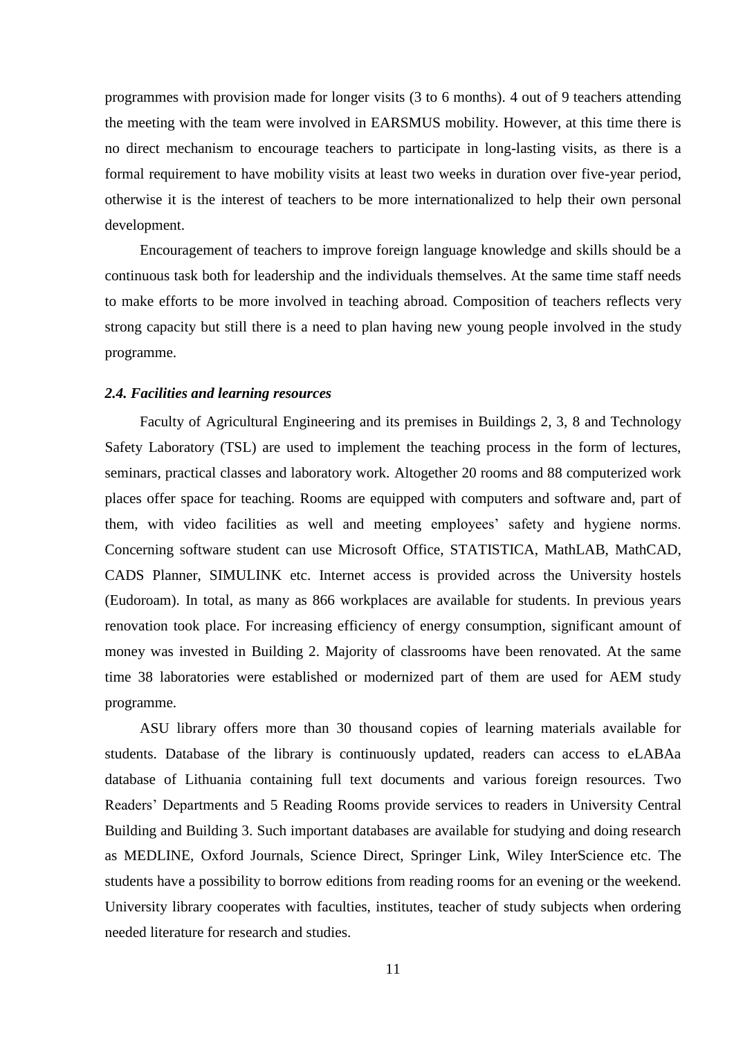programmes with provision made for longer visits (3 to 6 months). 4 out of 9 teachers attending the meeting with the team were involved in EARSMUS mobility. However, at this time there is no direct mechanism to encourage teachers to participate in long-lasting visits, as there is a formal requirement to have mobility visits at least two weeks in duration over five-year period, otherwise it is the interest of teachers to be more internationalized to help their own personal development.

Encouragement of teachers to improve foreign language knowledge and skills should be a continuous task both for leadership and the individuals themselves. At the same time staff needs to make efforts to be more involved in teaching abroad. Composition of teachers reflects very strong capacity but still there is a need to plan having new young people involved in the study programme.

### *2.4. Facilities and learning resources*

Faculty of Agricultural Engineering and its premises in Buildings 2, 3, 8 and Technology Safety Laboratory (TSL) are used to implement the teaching process in the form of lectures, seminars, practical classes and laboratory work. Altogether 20 rooms and 88 computerized work places offer space for teaching. Rooms are equipped with computers and software and, part of them, with video facilities as well and meeting employees' safety and hygiene norms. Concerning software student can use Microsoft Office, STATISTICA, MathLAB, MathCAD, CADS Planner, SIMULINK etc. Internet access is provided across the University hostels (Eudoroam). In total, as many as 866 workplaces are available for students. In previous years renovation took place. For increasing efficiency of energy consumption, significant amount of money was invested in Building 2. Majority of classrooms have been renovated. At the same time 38 laboratories were established or modernized part of them are used for AEM study programme.

ASU library offers more than 30 thousand copies of learning materials available for students. Database of the library is continuously updated, readers can access to eLABAa database of Lithuania containing full text documents and various foreign resources. Two Readers' Departments and 5 Reading Rooms provide services to readers in University Central Building and Building 3. Such important databases are available for studying and doing research as MEDLINE, Oxford Journals, Science Direct, Springer Link, Wiley InterScience etc. The students have a possibility to borrow editions from reading rooms for an evening or the weekend. University library cooperates with faculties, institutes, teacher of study subjects when ordering needed literature for research and studies.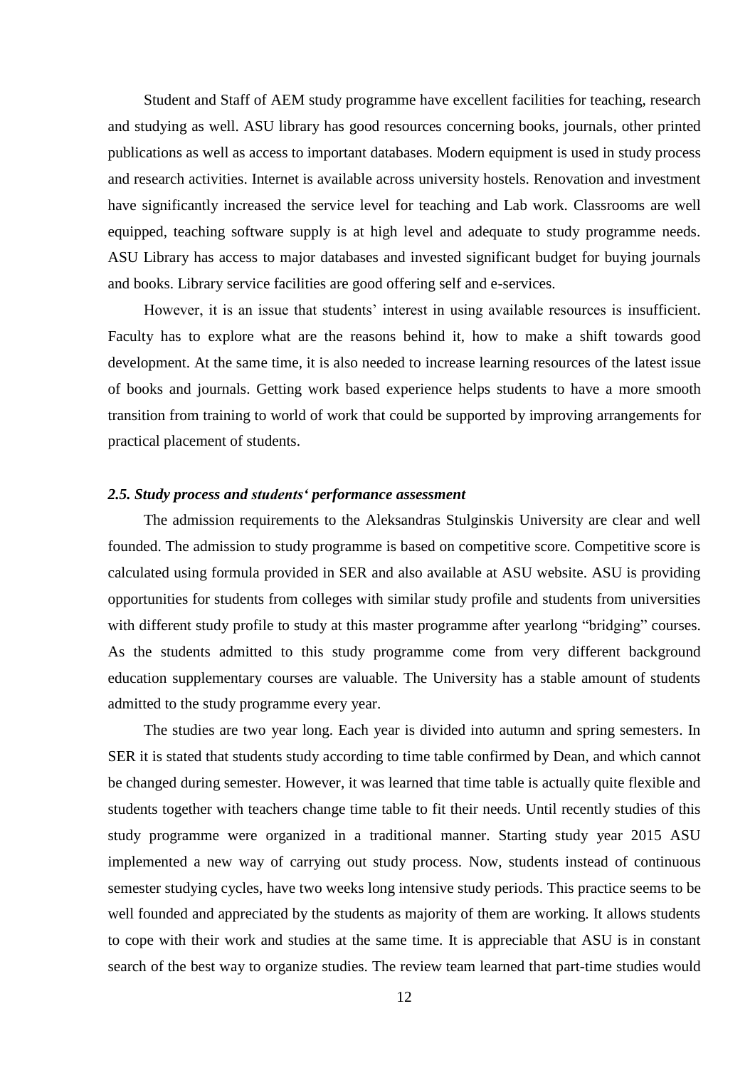Student and Staff of AEM study programme have excellent facilities for teaching, research and studying as well. ASU library has good resources concerning books, journals, other printed publications as well as access to important databases. Modern equipment is used in study process and research activities. Internet is available across university hostels. Renovation and investment have significantly increased the service level for teaching and Lab work. Classrooms are well equipped, teaching software supply is at high level and adequate to study programme needs. ASU Library has access to major databases and invested significant budget for buying journals and books. Library service facilities are good offering self and e-services.

However, it is an issue that students' interest in using available resources is insufficient. Faculty has to explore what are the reasons behind it, how to make a shift towards good development. At the same time, it is also needed to increase learning resources of the latest issue of books and journals. Getting work based experience helps students to have a more smooth transition from training to world of work that could be supported by improving arrangements for practical placement of students.

### *2.5. Study process and students' performance assessment*

The admission requirements to the Aleksandras Stulginskis University are clear and well founded. The admission to study programme is based on competitive score. Competitive score is calculated using formula provided in SER and also available at ASU website. ASU is providing opportunities for students from colleges with similar study profile and students from universities with different study profile to study at this master programme after yearlong "bridging" courses. As the students admitted to this study programme come from very different background education supplementary courses are valuable. The University has a stable amount of students admitted to the study programme every year.

The studies are two year long. Each year is divided into autumn and spring semesters. In SER it is stated that students study according to time table confirmed by Dean, and which cannot be changed during semester. However, it was learned that time table is actually quite flexible and students together with teachers change time table to fit their needs. Until recently studies of this study programme were organized in a traditional manner. Starting study year 2015 ASU implemented a new way of carrying out study process. Now, students instead of continuous semester studying cycles, have two weeks long intensive study periods. This practice seems to be well founded and appreciated by the students as majority of them are working. It allows students to cope with their work and studies at the same time. It is appreciable that ASU is in constant search of the best way to organize studies. The review team learned that part-time studies would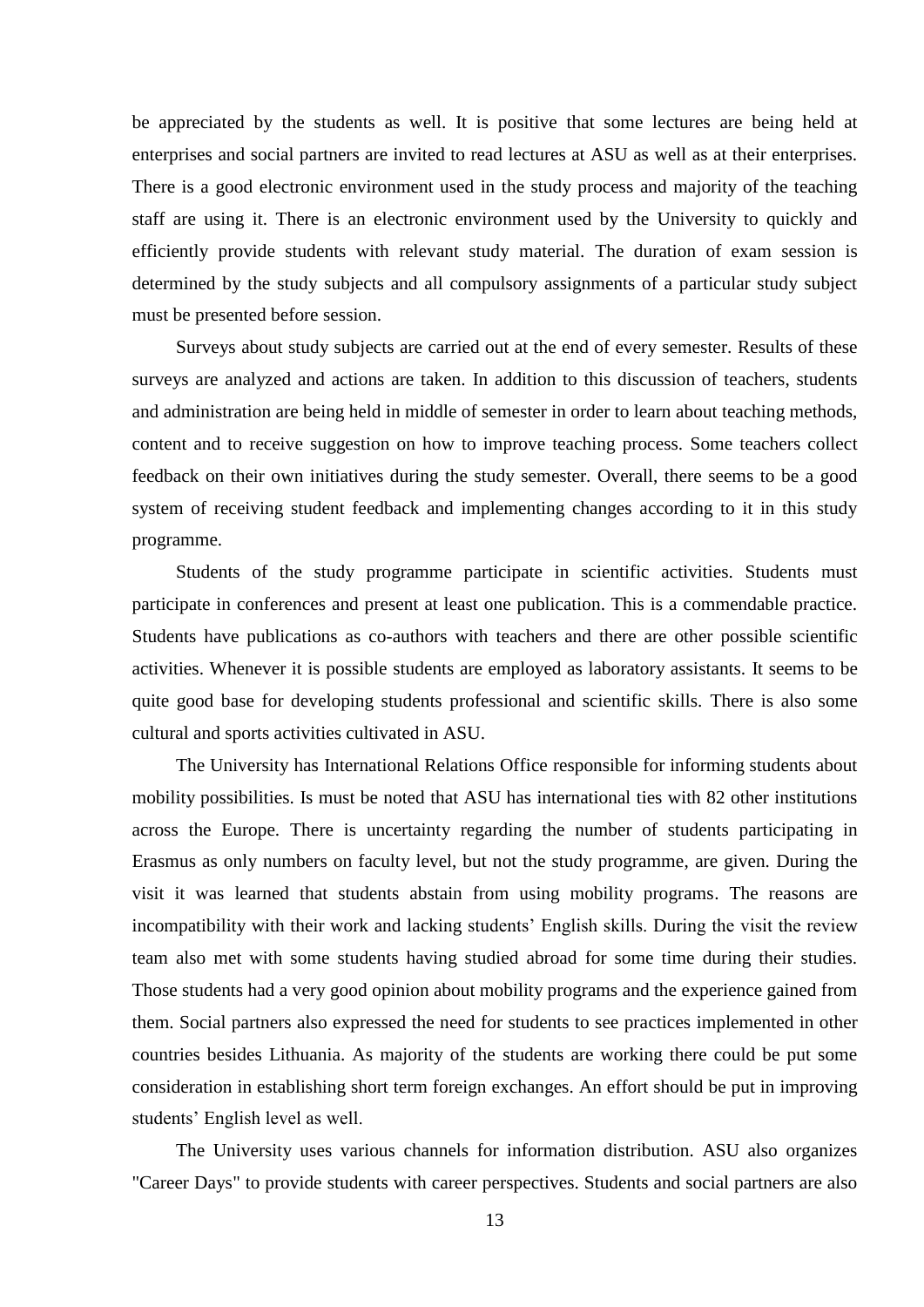be appreciated by the students as well. It is positive that some lectures are being held at enterprises and social partners are invited to read lectures at ASU as well as at their enterprises. There is a good electronic environment used in the study process and majority of the teaching staff are using it. There is an electronic environment used by the University to quickly and efficiently provide students with relevant study material. The duration of exam session is determined by the study subjects and all compulsory assignments of a particular study subject must be presented before session.

Surveys about study subjects are carried out at the end of every semester. Results of these surveys are analyzed and actions are taken. In addition to this discussion of teachers, students and administration are being held in middle of semester in order to learn about teaching methods, content and to receive suggestion on how to improve teaching process. Some teachers collect feedback on their own initiatives during the study semester. Overall, there seems to be a good system of receiving student feedback and implementing changes according to it in this study programme.

Students of the study programme participate in scientific activities. Students must participate in conferences and present at least one publication. This is a commendable practice. Students have publications as co-authors with teachers and there are other possible scientific activities. Whenever it is possible students are employed as laboratory assistants. It seems to be quite good base for developing students professional and scientific skills. There is also some cultural and sports activities cultivated in ASU.

The University has International Relations Office responsible for informing students about mobility possibilities. Is must be noted that ASU has international ties with 82 other institutions across the Europe. There is uncertainty regarding the number of students participating in Erasmus as only numbers on faculty level, but not the study programme, are given. During the visit it was learned that students abstain from using mobility programs. The reasons are incompatibility with their work and lacking students' English skills. During the visit the review team also met with some students having studied abroad for some time during their studies. Those students had a very good opinion about mobility programs and the experience gained from them. Social partners also expressed the need for students to see practices implemented in other countries besides Lithuania. As majority of the students are working there could be put some consideration in establishing short term foreign exchanges. An effort should be put in improving students' English level as well.

The University uses various channels for information distribution. ASU also organizes "Career Days" to provide students with career perspectives. Students and social partners are also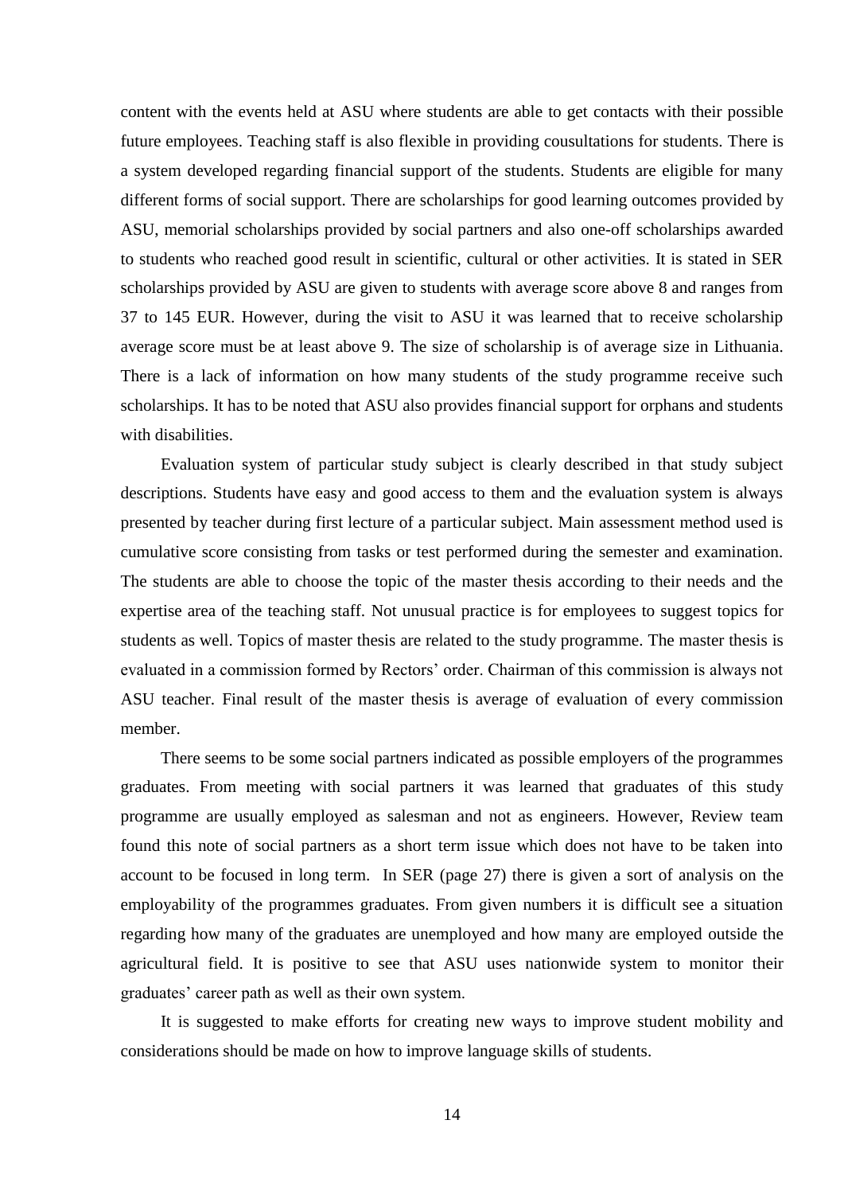content with the events held at ASU where students are able to get contacts with their possible future employees. Teaching staff is also flexible in providing cousultations for students. There is a system developed regarding financial support of the students. Students are eligible for many different forms of social support. There are scholarships for good learning outcomes provided by ASU, memorial scholarships provided by social partners and also one-off scholarships awarded to students who reached good result in scientific, cultural or other activities. It is stated in SER scholarships provided by ASU are given to students with average score above 8 and ranges from 37 to 145 EUR. However, during the visit to ASU it was learned that to receive scholarship average score must be at least above 9. The size of scholarship is of average size in Lithuania. There is a lack of information on how many students of the study programme receive such scholarships. It has to be noted that ASU also provides financial support for orphans and students with disabilities.

Evaluation system of particular study subject is clearly described in that study subject descriptions. Students have easy and good access to them and the evaluation system is always presented by teacher during first lecture of a particular subject. Main assessment method used is cumulative score consisting from tasks or test performed during the semester and examination. The students are able to choose the topic of the master thesis according to their needs and the expertise area of the teaching staff. Not unusual practice is for employees to suggest topics for students as well. Topics of master thesis are related to the study programme. The master thesis is evaluated in a commission formed by Rectors' order. Chairman of this commission is always not ASU teacher. Final result of the master thesis is average of evaluation of every commission member.

There seems to be some social partners indicated as possible employers of the programmes graduates. From meeting with social partners it was learned that graduates of this study programme are usually employed as salesman and not as engineers. However, Review team found this note of social partners as a short term issue which does not have to be taken into account to be focused in long term. In SER (page 27) there is given a sort of analysis on the employability of the programmes graduates. From given numbers it is difficult see a situation regarding how many of the graduates are unemployed and how many are employed outside the agricultural field. It is positive to see that ASU uses nationwide system to monitor their graduates' career path as well as their own system.

It is suggested to make efforts for creating new ways to improve student mobility and considerations should be made on how to improve language skills of students.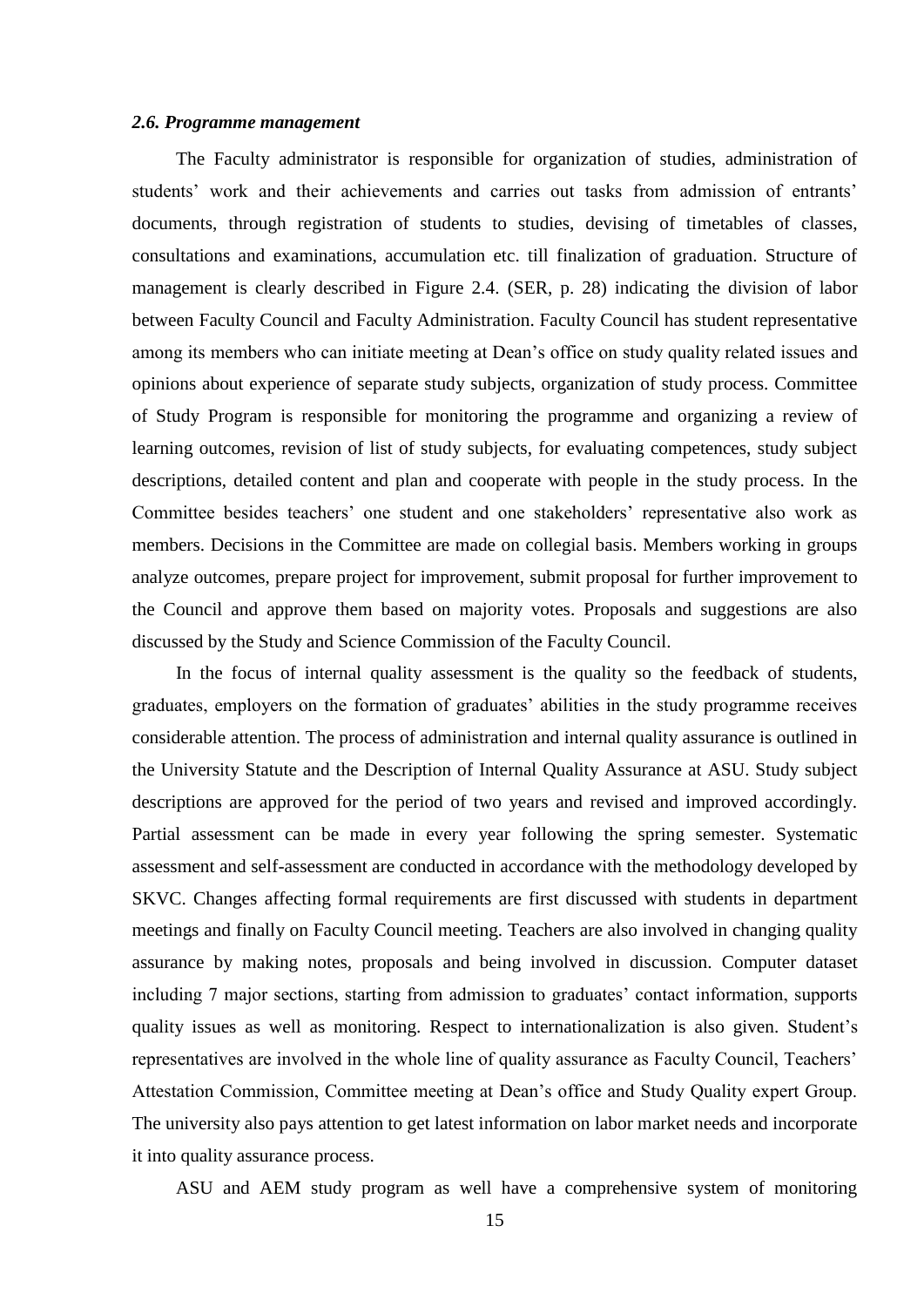### *2.6. Programme management*

The Faculty administrator is responsible for organization of studies, administration of students' work and their achievements and carries out tasks from admission of entrants' documents, through registration of students to studies, devising of timetables of classes, consultations and examinations, accumulation etc. till finalization of graduation. Structure of management is clearly described in Figure 2.4. (SER, p. 28) indicating the division of labor between Faculty Council and Faculty Administration. Faculty Council has student representative among its members who can initiate meeting at Dean's office on study quality related issues and opinions about experience of separate study subjects, organization of study process. Committee of Study Program is responsible for monitoring the programme and organizing a review of learning outcomes, revision of list of study subjects, for evaluating competences, study subject descriptions, detailed content and plan and cooperate with people in the study process. In the Committee besides teachers' one student and one stakeholders' representative also work as members. Decisions in the Committee are made on collegial basis. Members working in groups analyze outcomes, prepare project for improvement, submit proposal for further improvement to the Council and approve them based on majority votes. Proposals and suggestions are also discussed by the Study and Science Commission of the Faculty Council.

In the focus of internal quality assessment is the quality so the feedback of students, graduates, employers on the formation of graduates' abilities in the study programme receives considerable attention. The process of administration and internal quality assurance is outlined in the University Statute and the Description of Internal Quality Assurance at ASU. Study subject descriptions are approved for the period of two years and revised and improved accordingly. Partial assessment can be made in every year following the spring semester. Systematic assessment and self-assessment are conducted in accordance with the methodology developed by SKVC. Changes affecting formal requirements are first discussed with students in department meetings and finally on Faculty Council meeting. Teachers are also involved in changing quality assurance by making notes, proposals and being involved in discussion. Computer dataset including 7 major sections, starting from admission to graduates' contact information, supports quality issues as well as monitoring. Respect to internationalization is also given. Student's representatives are involved in the whole line of quality assurance as Faculty Council, Teachers' Attestation Commission, Committee meeting at Dean's office and Study Quality expert Group. The university also pays attention to get latest information on labor market needs and incorporate it into quality assurance process.

ASU and AEM study program as well have a comprehensive system of monitoring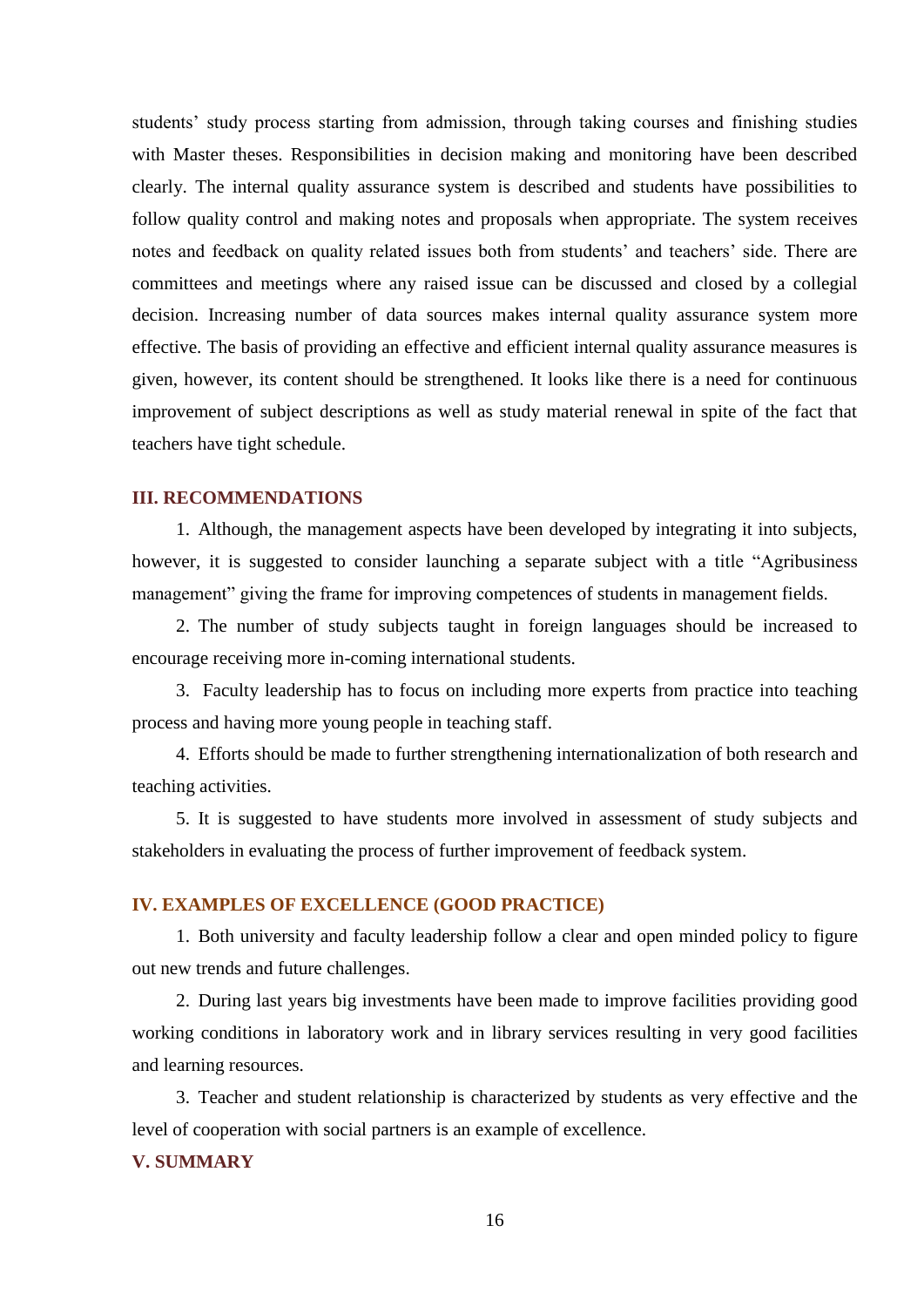students' study process starting from admission, through taking courses and finishing studies with Master theses. Responsibilities in decision making and monitoring have been described clearly. The internal quality assurance system is described and students have possibilities to follow quality control and making notes and proposals when appropriate. The system receives notes and feedback on quality related issues both from students' and teachers' side. There are committees and meetings where any raised issue can be discussed and closed by a collegial decision. Increasing number of data sources makes internal quality assurance system more effective. The basis of providing an effective and efficient internal quality assurance measures is given, however, its content should be strengthened. It looks like there is a need for continuous improvement of subject descriptions as well as study material renewal in spite of the fact that teachers have tight schedule.

## III. RECOMMENDATIONS

1. Although, the management aspects have been developed by integrating it into subjects, however, it is suggested to consider launching a separate subject with a title "Agribusiness management" giving the frame for improving competences of students in management fields.

2. The number of study subjects taught in foreign languages should be increased to encourage receiving more in-coming international students.

3. Faculty leadership has to focus on including more experts from practice into teaching process and having more young people in teaching staff.

4. Efforts should be made to further strengthening internationalization of both research and teaching activities.

5. It is suggested to have students more involved in assessment of study subjects and stakeholders in evaluating the process of further improvement of feedback system.

## IV. EXAMPLES OF EXCELLENCE (GOOD PRACTICE)

1. Both university and faculty leadership follow a clear and open minded policy to figure out new trends and future challenges.

2. During last years big investments have been made to improve facilities providing good working conditions in laboratory work and in library services resulting in very good facilities and learning resources.

3. Teacher and student relationship is characterized by students as very effective and the level of cooperation with social partners is an example of excellence.

## V. SUMMARY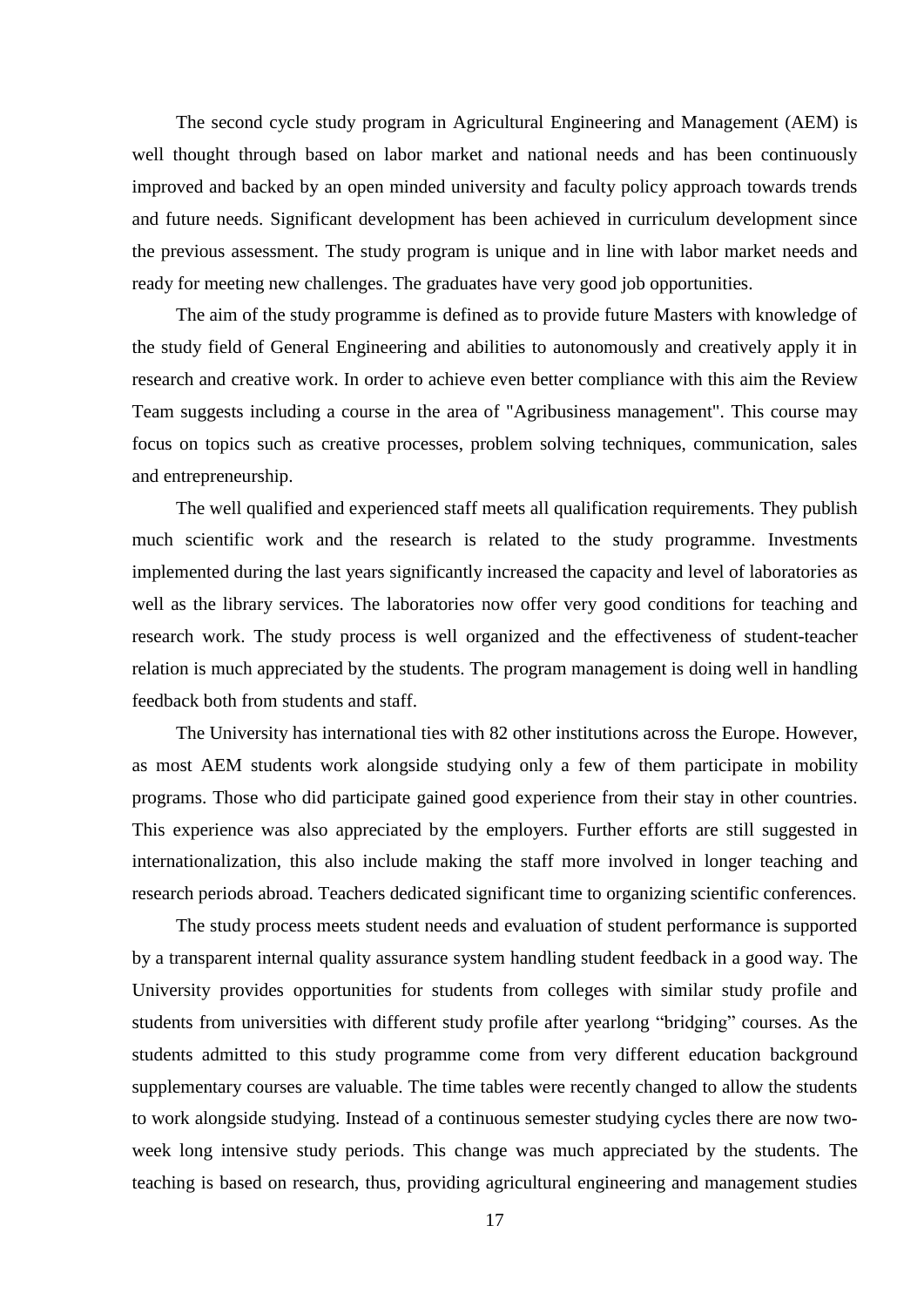The second cycle study program in Agricultural Engineering and Management (AEM) is well thought through based on labor market and national needs and has been continuously improved and backed by an open minded university and faculty policy approach towards trends and future needs. Significant development has been achieved in curriculum development since the previous assessment. The study program is unique and in line with labor market needs and ready for meeting new challenges. The graduates have very good job opportunities.

The aim of the study programme is defined as to provide future Masters with knowledge of the study field of General Engineering and abilities to autonomously and creatively apply it in research and creative work. In order to achieve even better compliance with this aim the Review Team suggests including a course in the area of "Agribusiness management". This course may focus on topics such as creative processes, problem solving techniques, communication, sales and entrepreneurship.

The well qualified and experienced staff meets all qualification requirements. They publish much scientific work and the research is related to the study programme. Investments implemented during the last years significantly increased the capacity and level of laboratories as well as the library services. The laboratories now offer very good conditions for teaching and research work. The study process is well organized and the effectiveness of student-teacher relation is much appreciated by the students. The program management is doing well in handling feedback both from students and staff.

The University has international ties with 82 other institutions across the Europe. However, as most AEM students work alongside studying only a few of them participate in mobility programs. Those who did participate gained good experience from their stay in other countries. This experience was also appreciated by the employers. Further efforts are still suggested in internationalization, this also include making the staff more involved in longer teaching and research periods abroad. Teachers dedicated significant time to organizing scientific conferences.

The study process meets student needs and evaluation of student performance is supported by a transparent internal quality assurance system handling student feedback in a good way. The University provides opportunities for students from colleges with similar study profile and students from universities with different study profile after yearlong "bridging" courses. As the students admitted to this study programme come from very different education background supplementary courses are valuable. The time tables were recently changed to allow the students to work alongside studying. Instead of a continuous semester studying cycles there are now two-week long intensive study periods. This change was much appreciated by the students. The teaching is based on research, thus, providing agricultural engineering and management studies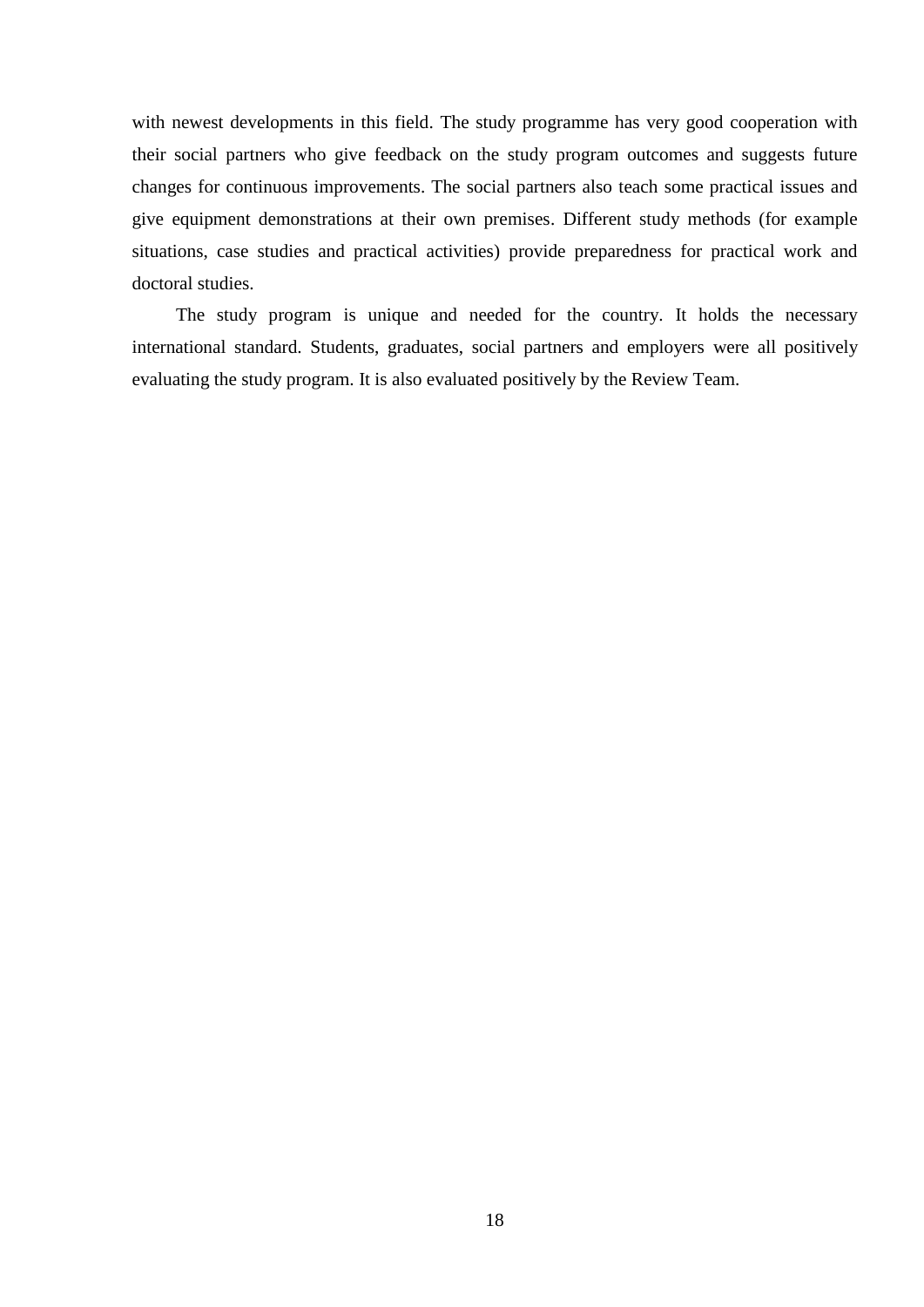with newest developments in this field. The study programme has very good cooperation with their social partners who give feedback on the study program outcomes and suggests future changes for continuous improvements. The social partners also teach some practical issues and give equipment demonstrations at their own premises. Different study methods (for example situations, case studies and practical activities) provide preparedness for practical work and doctoral studies.

The study program is unique and needed for the country. It holds the necessary international standard. Students, graduates, social partners and employers were all positively evaluating the study program. It is also evaluated positively by the Review Team.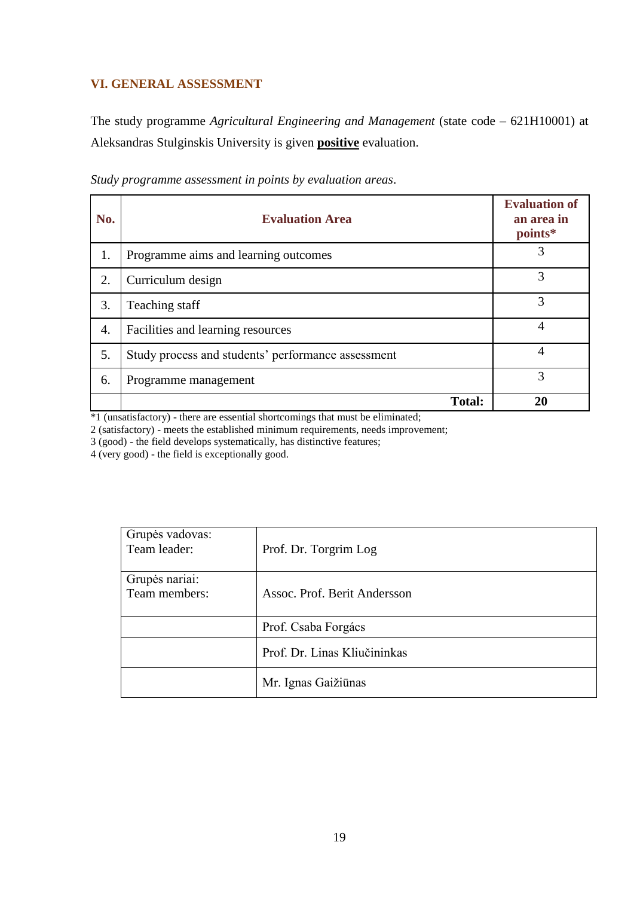## VI. GENERAL ASSESSMENT

The study programme *Agricultural Engineering and Management* (state code – 621H10001) at Aleksandras Stulginskis University is given **positive** evaluation.

*Study programme assessment in points by evaluation areas*.

| No. | Evaluation Area | Evaluation of an area in points* |
|---|---|---|
| 1. | Programme aims and learning outcomes | 3 |
| 2. | Curriculum design | 3 |
| 3. | Teaching staff | 3 |
| 4. | Facilities and learning resources | 4 |
| 5. | Study process and students' performance assessment | 4 |
| 6. | Programme management | 3 |
| | **Total:** | **20** |

*1 (unsatisfactory) - there are essential shortcomings that must be eliminated;
2 (satisfactory) - meets the established minimum requirements, needs improvement;
3 (good) - the field develops systematically, has distinctive features;
4 (very good) - the field is exceptionally good.

| | |
|---|---|
| Grupės vadovas: Team leader: | Prof. Dr. Torgrim Log |
| Grupės nariai: Team members: | Assoc. Prof. Berit Andersson |
| | Prof. Csaba Forgács |
| | Prof. Dr. Linas Kliučininkas |
| | Mr. Ignas Gaižiūnas |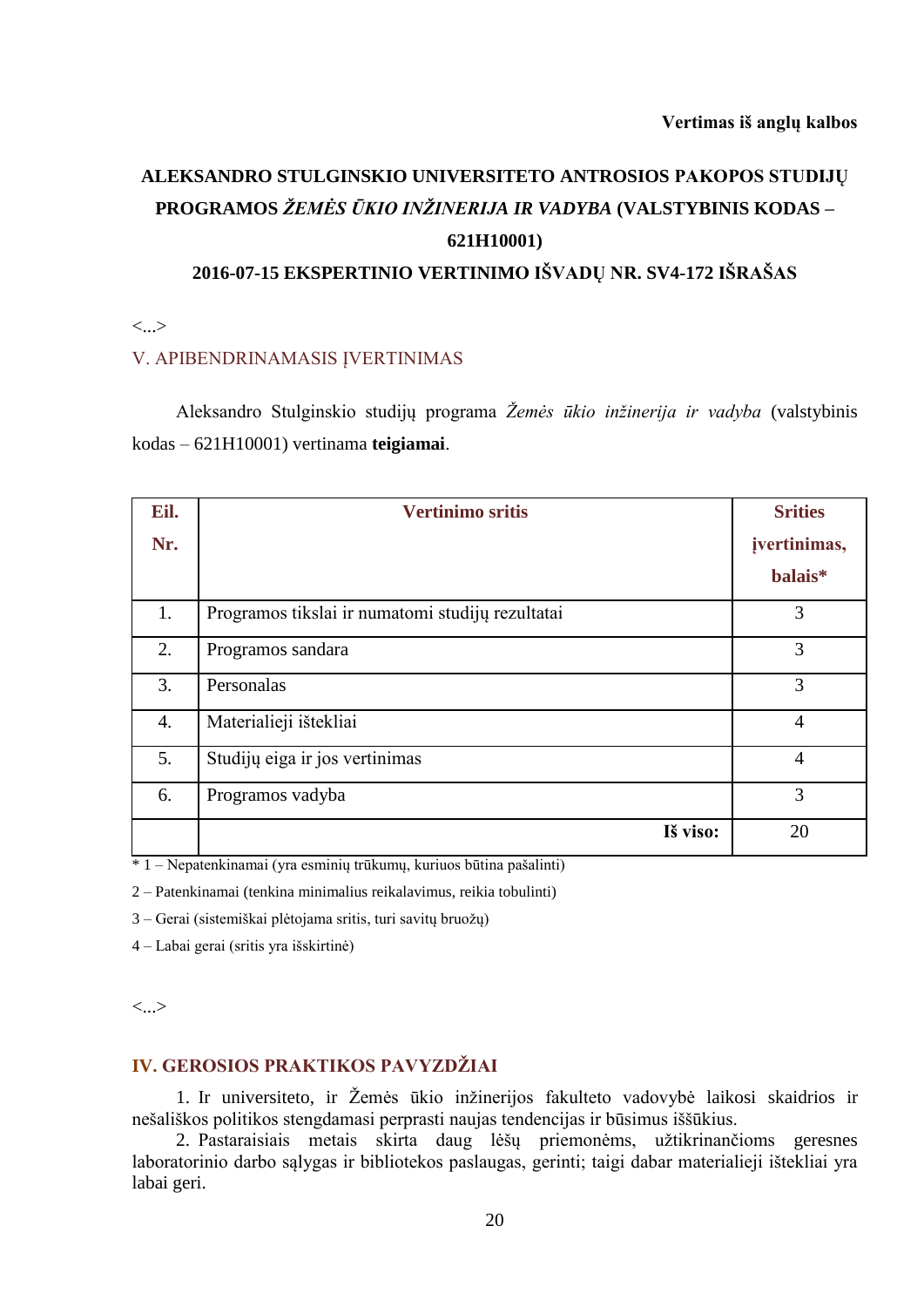**Vertimas iš anglų kalbos**

# ALEKSANDRO STULGINSKIO UNIVERSITETO ANTROSIOS PAKOPOS STUDIJŲ PROGRAMOS *ŽEMĖS ŪKIO INŽINERIJA IR VADYBA* (VALSTYBINIS KODAS – 621H10001)

## 2016-07-15 EKSPERTINIO VERTINIMO IŠVADŲ NR. SV4-172 IŠRAŠAS

<...>

## V. APIBENDRINAMASIS ĮVERTINIMAS

Aleksandro Stulginskio studijų programa *Žemės ūkio inžinerija ir vadyba* (valstybinis kodas – 621H10001) vertinama **teigiamai**.

| Eil. Nr. | Vertinimo sritis | Srities įvertinimas, balais* |
|---|---|---|
| 1. | Programos tikslai ir numatomi studijų rezultatai | 3 |
| 2. | Programos sandara | 3 |
| 3. | Personalas | 3 |
| 4. | Materialieji ištekliai | 4 |
| 5. | Studijų eiga ir jos vertinimas | 4 |
| 6. | Programos vadyba | 3 |
| | **Iš viso:** | 20 |

* 1 – Nepatenkinamai (yra esminių trūkumų, kuriuos būtina pašalinti)

2 – Patenkinamai (tenkina minimalius reikalavimus, reikia tobulinti)

3 – Gerai (sistemiškai plėtojama sritis, turi savitų bruožų)

4 – Labai gerai (sritis yra išskirtinė)

<...>

## IV. GEROSIOS PRAKTIKOS PAVYZDŽIAI

1. Ir universiteto, ir Žemės ūkio inžinerijos fakulteto vadovybė laikosi skaidrios ir nešališkos politikos stengdamasi perprasti naujas tendencijas ir būsimus iššūkius.
2. Pastaraisiais metais skirta daug lėšų priemonėms, užtikrinančioms geresnes laboratorinio darbo sąlygas ir bibliotekos paslaugas, gerinti; taigi dabar materialieji ištekliai yra labai geri.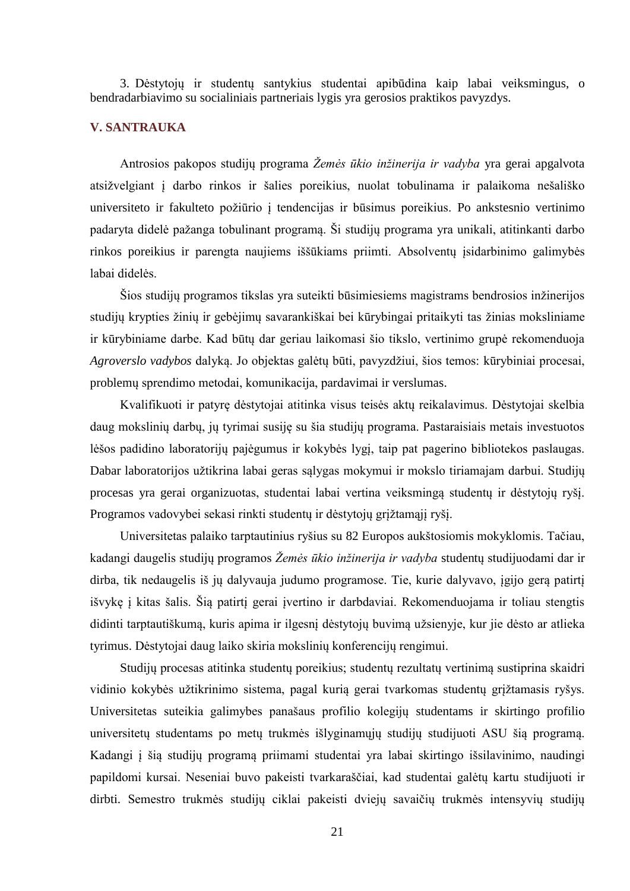3. Dėstytojų ir studentų santykius studentai apibūdina kaip labai veiksmingus, o bendradarbiavimo su socialiniais partneriais lygis yra gerosios praktikos pavyzdys.

## V. SANTRAUKA

Antrosios pakopos studijų programa *Žemės ūkio inžinerija ir vadyba* yra gerai apgalvota atsižvelgiant į darbo rinkos ir šalies poreikius, nuolat tobulinama ir palaikoma nešališko universiteto ir fakulteto požiūrio į tendencijas ir būsimus poreikius. Po ankstesnio vertinimo padaryta didelė pažanga tobulinant programą. Ši studijų programa yra unikali, atitinkanti darbo rinkos poreikius ir parengta naujiems iššūkiams priimti. Absolventų įsidarbinimo galimybės labai didelės.

Šios studijų programos tikslas yra suteikti būsimiesiems magistrams bendrosios inžinerijos studijų krypties žinių ir gebėjimų savarankiškai bei kūrybingai pritaikyti tas žinias moksliniame ir kūrybiniame darbe. Kad būtų dar geriau laikomasi šio tikslo, vertinimo grupė rekomenduoja *Agroverslo vadybos* dalyką. Jo objektas galėtų būti, pavyzdžiui, šios temos: kūrybiniai procesai, problemų sprendimo metodai, komunikacija, pardavimai ir verslumas.

Kvalifikuoti ir patyrę dėstytojai atitinka visus teisės aktų reikalavimus. Dėstytojai skelbia daug mokslinių darbų, jų tyrimai susiję su šia studijų programa. Pastaraisiais metais investuotos lėšos padidino laboratorijų pajėgumus ir kokybės lygį, taip pat pagerino bibliotekos paslaugas. Dabar laboratorijos užtikrina labai geras sąlygas mokymui ir mokslo tiriamajam darbui. Studijų procesas yra gerai organizuotas, studentai labai vertina veiksmingą studentų ir dėstytojų ryšį. Programos vadovybei sekasi rinkti studentų ir dėstytojų grįžtamąjį ryšį.

Universitetas palaiko tarptautinius ryšius su 82 Europos aukštosiomis mokyklomis. Tačiau, kadangi daugelis studijų programos *Žemės ūkio inžinerija ir vadyba* studentų studijuodami dar ir dirba, tik nedaugelis iš jų dalyvauja judumo programose. Tie, kurie dalyvavo, įgijo gerą patirtį išvykę į kitas šalis. Šią patirtį gerai įvertino ir darbdaviai. Rekomenduojama ir toliau stengtis didinti tarptautiškumą, kuris apima ir ilgesnį dėstytojų buvimą užsienyje, kur jie dėsto ar atlieka tyrimus. Dėstytojai daug laiko skiria mokslinių konferencijų rengimui.

Studijų procesas atitinka studentų poreikius; studentų rezultatų vertinimą sustiprina skaidri vidinio kokybės užtikrinimo sistema, pagal kurią gerai tvarkomas studentų grįžtamasis ryšys. Universitetas suteikia galimybes panašaus profilio kolegijų studentams ir skirtingo profilio universitetų studentams po metų trukmės išlyginamųjų studijų studijuoti ASU šią programą. Kadangi į šią studijų programą priimami studentai yra labai skirtingo išsilavinimo, naudingi papildomi kursai. Neseniai buvo pakeisti tvarkaraščiai, kad studentai galėtų kartu studijuoti ir dirbti. Semestro trukmės studijų ciklai pakeisti dviejų savaičių trukmės intensyvių studijų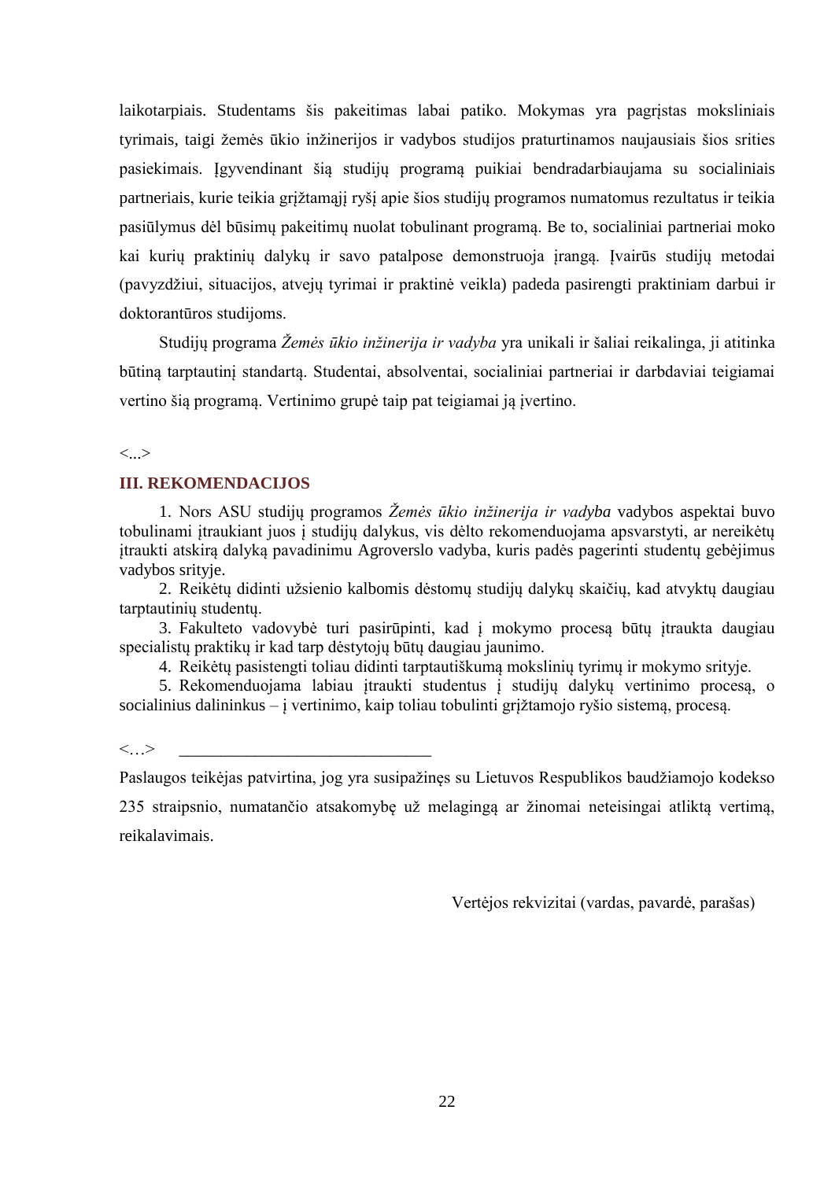laikotarpiais. Studentams šis pakeitimas labai patiko. Mokymas yra pagrįstas moksliniais tyrimais, taigi žemės ūkio inžinerijos ir vadybos studijos praturtinamos naujausiais šios srities pasiekimais. Įgyvendinant šią studijų programą puikiai bendradarbiaujama su socialiniais partneriais, kurie teikia grįžtamąjį ryšį apie šios studijų programos numatomus rezultatus ir teikia pasiūlymus dėl būsimų pakeitimų nuolat tobulinant programą. Be to, socialiniai partneriai moko kai kurių praktinių dalykų ir savo patalpose demonstruoja įrangą. Įvairūs studijų metodai (pavyzdžiui, situacijos, atvejų tyrimai ir praktinė veikla) padeda pasirengti praktiniam darbui ir doktorantūros studijoms.

Studijų programa *Žemės ūkio inžinerija ir vadyba* yra unikali ir šaliai reikalinga, ji atitinka būtiną tarptautinį standartą. Studentai, absolventai, socialiniai partneriai ir darbdaviai teigiamai vertino šią programą. Vertinimo grupė taip pat teigiamai ją įvertino.

<...>

## III. REKOMENDACIJOS

1. Nors ASU studijų programos *Žemės ūkio inžinerija ir vadyba* vadybos aspektai buvo tobulinami įtraukiant juos į studijų dalykus, vis dėlto rekomenduojama apsvarstyti, ar nereikėtų įtraukti atskirą dalyką pavadinimu Agroverslo vadyba, kuris padės pagerinti studentų gebėjimus vadybos srityje.
2. Reikėtų didinti užsienio kalbomis dėstomų studijų dalykų skaičių, kad atvyktų daugiau tarptautinių studentų.
3. Fakulteto vadovybė turi pasirūpinti, kad į mokymo procesą būtų įtraukta daugiau specialistų praktikų ir kad tarp dėstytojų būtų daugiau jaunimo.
4. Reikėtų pasistengti toliau didinti tarptautiškumą mokslinių tyrimų ir mokymo srityje.
5. Rekomenduojama labiau įtraukti studentus į studijų dalykų vertinimo procesą, o socialinius dalininkus – į vertinimo, kaip toliau tobulinti grįžtamojo ryšio sistemą, procesą.

<…> ______________________________

Paslaugos teikėjas patvirtina, jog yra susipažinęs su Lietuvos Respublikos baudžiamojo kodekso 235 straipsnio, numatančio atsakomybę už melagingą ar žinomai neteisingai atliktą vertimą, reikalavimais.

Vertėjos rekvizitai (vardas, pavardė, parašas)